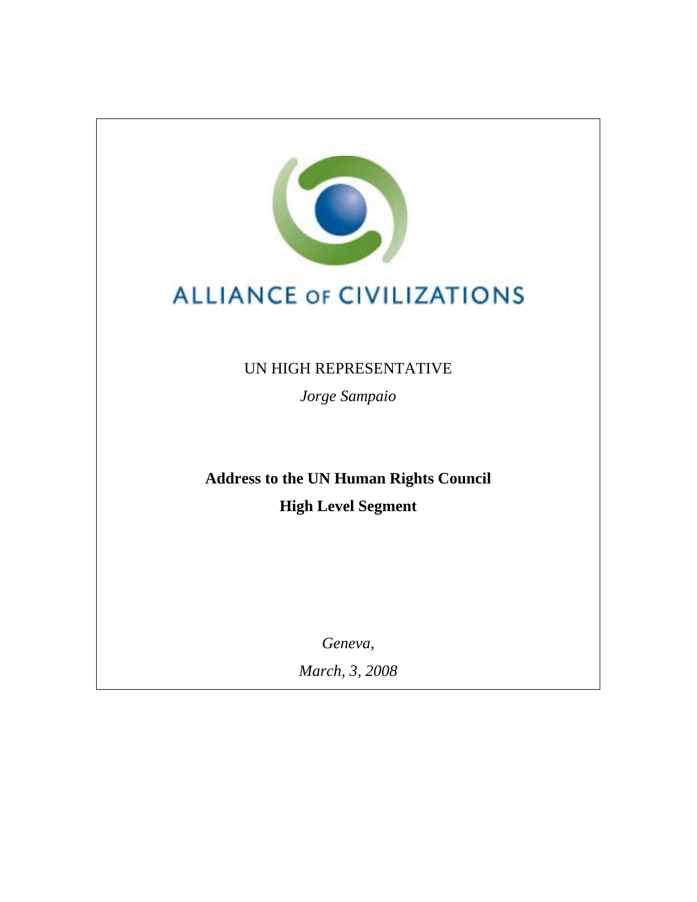# ALLIANCE OF CIVILIZATIONS

UN HIGH REPRESENTATIVE

*Jorge Sampaio*

**Address to the UN Human Rights Council**

**High Level Segment**

*Geneva,*

*March, 3, 2008*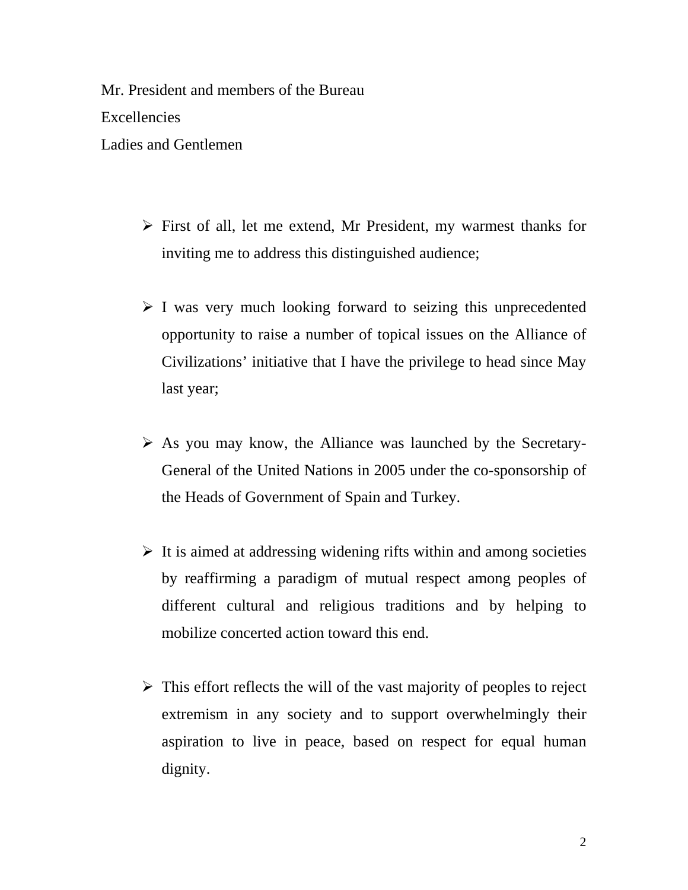Mr. President and members of the Bureau

Excellencies

Ladies and Gentlemen

- First of all, let me extend, Mr President, my warmest thanks for inviting me to address this distinguished audience;

- I was very much looking forward to seizing this unprecedented opportunity to raise a number of topical issues on the Alliance of Civilizations' initiative that I have the privilege to head since May last year;

- As you may know, the Alliance was launched by the Secretary-General of the United Nations in 2005 under the co-sponsorship of the Heads of Government of Spain and Turkey.

- It is aimed at addressing widening rifts within and among societies by reaffirming a paradigm of mutual respect among peoples of different cultural and religious traditions and by helping to mobilize concerted action toward this end.

- This effort reflects the will of the vast majority of peoples to reject extremism in any society and to support overwhelmingly their aspiration to live in peace, based on respect for equal human dignity.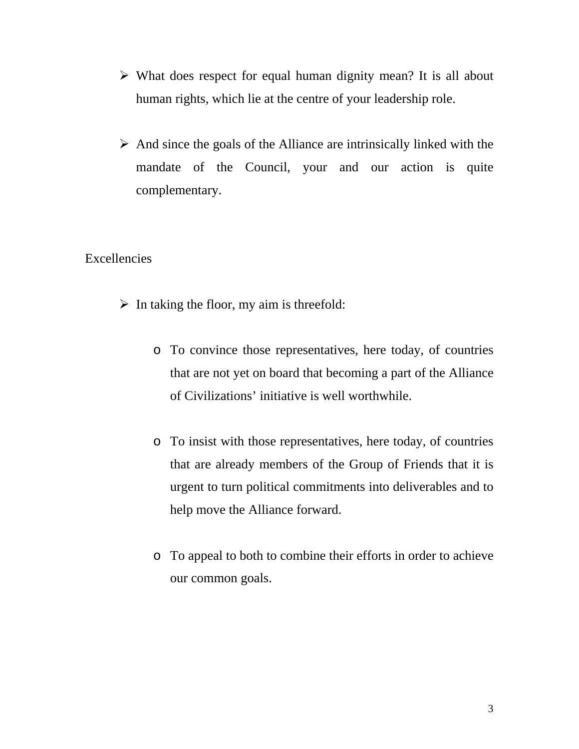- What does respect for equal human dignity mean? It is all about human rights, which lie at the centre of your leadership role.

- And since the goals of the Alliance are intrinsically linked with the mandate of the Council, your and our action is quite complementary.

Excellencies

- In taking the floor, my aim is threefold:

    - To convince those representatives, here today, of countries that are not yet on board that becoming a part of the Alliance of Civilizations' initiative is well worthwhile.

    - To insist with those representatives, here today, of countries that are already members of the Group of Friends that it is urgent to turn political commitments into deliverables and to help move the Alliance forward.

    - To appeal to both to combine their efforts in order to achieve our common goals.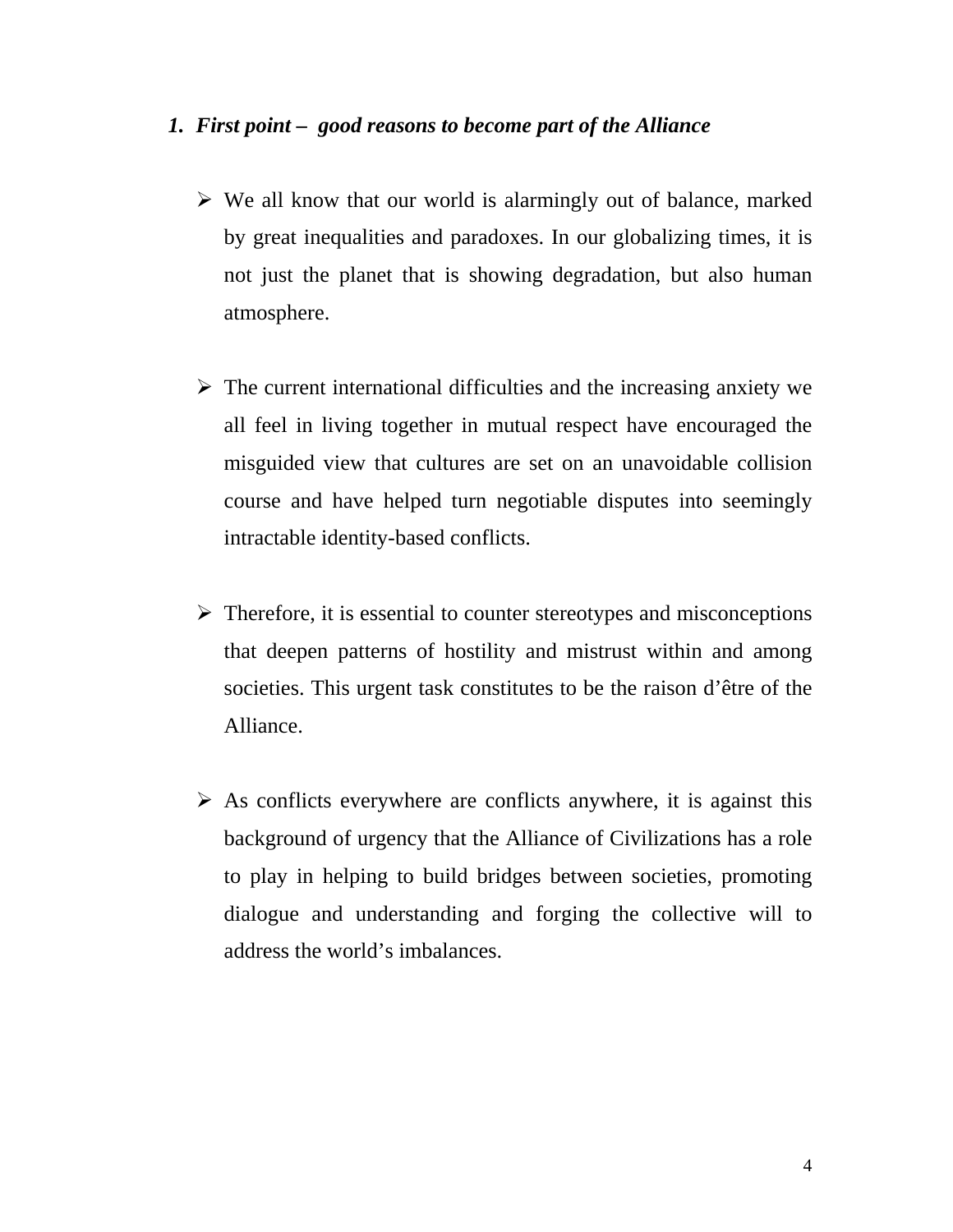1. ***First point – good reasons to become part of the Alliance***

- We all know that our world is alarmingly out of balance, marked by great inequalities and paradoxes. In our globalizing times, it is not just the planet that is showing degradation, but also human atmosphere.

- The current international difficulties and the increasing anxiety we all feel in living together in mutual respect have encouraged the misguided view that cultures are set on an unavoidable collision course and have helped turn negotiable disputes into seemingly intractable identity-based conflicts.

- Therefore, it is essential to counter stereotypes and misconceptions that deepen patterns of hostility and mistrust within and among societies. This urgent task constitutes to be the raison d'être of the Alliance.

- As conflicts everywhere are conflicts anywhere, it is against this background of urgency that the Alliance of Civilizations has a role to play in helping to build bridges between societies, promoting dialogue and understanding and forging the collective will to address the world's imbalances.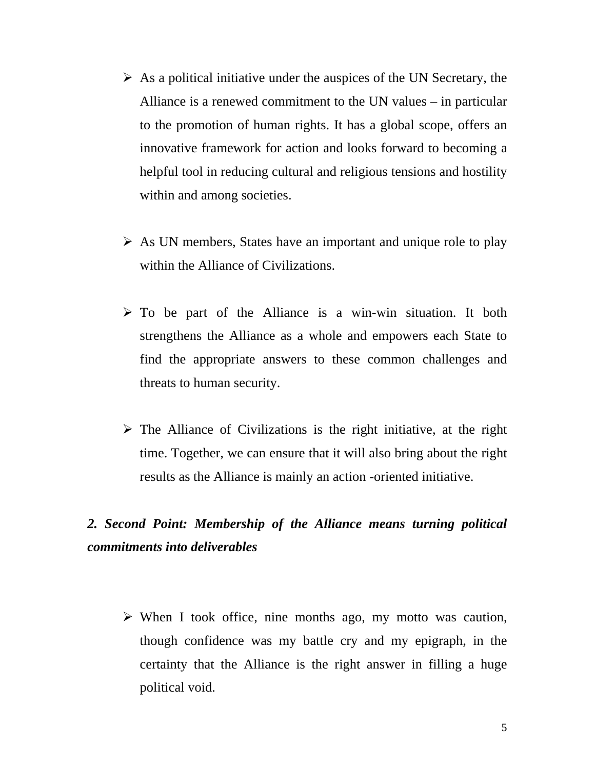- As a political initiative under the auspices of the UN Secretary, the Alliance is a renewed commitment to the UN values – in particular to the promotion of human rights. It has a global scope, offers an innovative framework for action and looks forward to becoming a helpful tool in reducing cultural and religious tensions and hostility within and among societies.

- As UN members, States have an important and unique role to play within the Alliance of Civilizations.

- To be part of the Alliance is a win-win situation. It both strengthens the Alliance as a whole and empowers each State to find the appropriate answers to these common challenges and threats to human security.

- The Alliance of Civilizations is the right initiative, at the right time. Together, we can ensure that it will also bring about the right results as the Alliance is mainly an action -oriented initiative.

***2. Second Point: Membership of the Alliance means turning political commitments into deliverables***

- When I took office, nine months ago, my motto was caution, though confidence was my battle cry and my epigraph, in the certainty that the Alliance is the right answer in filling a huge political void.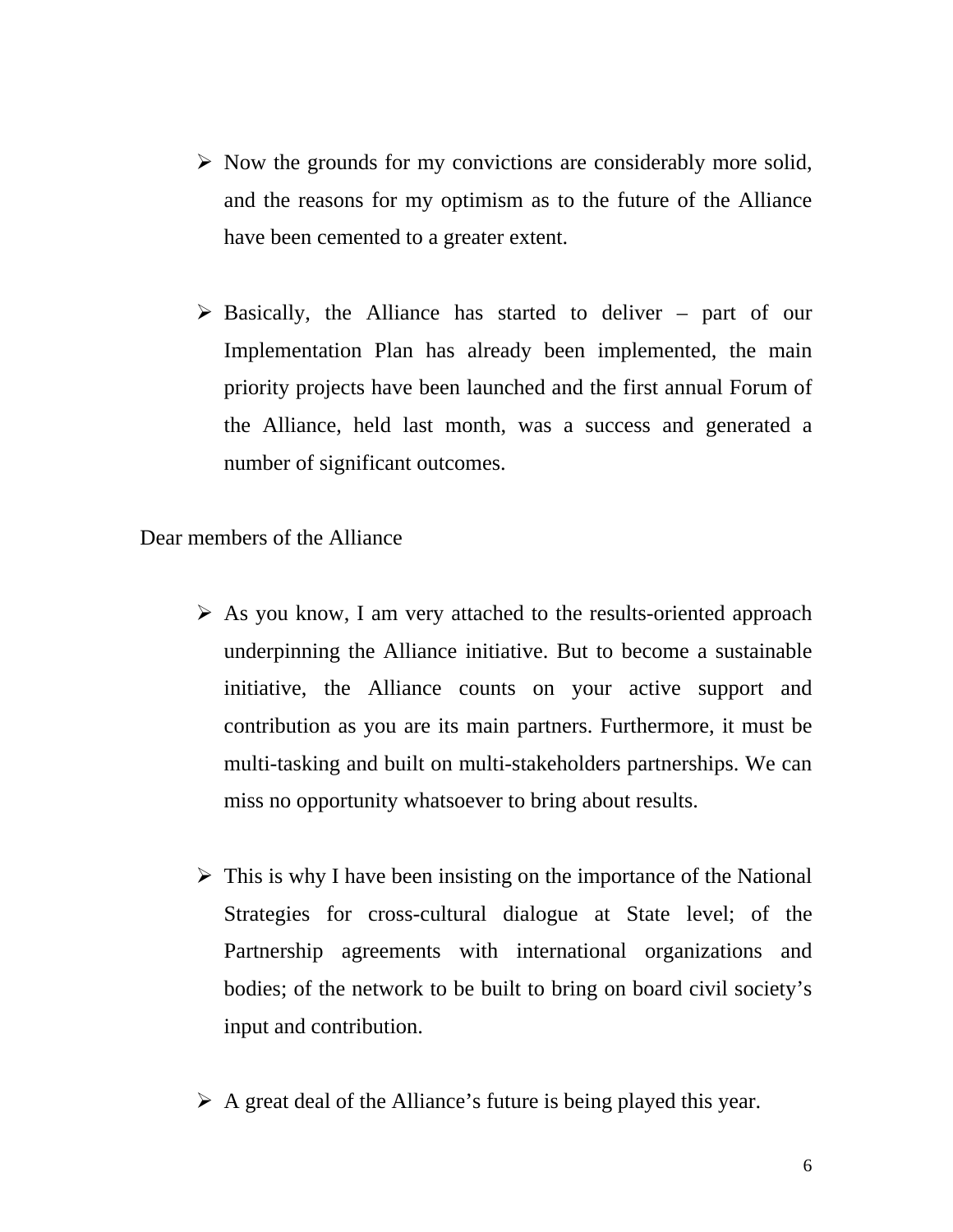- Now the grounds for my convictions are considerably more solid, and the reasons for my optimism as to the future of the Alliance have been cemented to a greater extent.

- Basically, the Alliance has started to deliver – part of our Implementation Plan has already been implemented, the main priority projects have been launched and the first annual Forum of the Alliance, held last month, was a success and generated a number of significant outcomes.

Dear members of the Alliance

- As you know, I am very attached to the results-oriented approach underpinning the Alliance initiative. But to become a sustainable initiative, the Alliance counts on your active support and contribution as you are its main partners. Furthermore, it must be multi-tasking and built on multi-stakeholders partnerships. We can miss no opportunity whatsoever to bring about results.

- This is why I have been insisting on the importance of the National Strategies for cross-cultural dialogue at State level; of the Partnership agreements with international organizations and bodies; of the network to be built to bring on board civil society's input and contribution.

- A great deal of the Alliance's future is being played this year.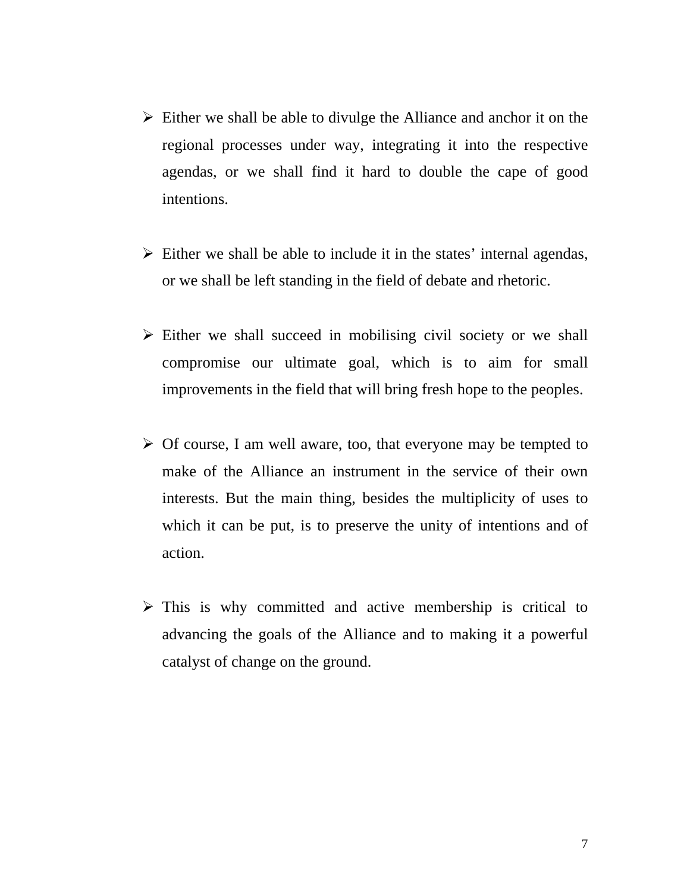- Either we shall be able to divulge the Alliance and anchor it on the regional processes under way, integrating it into the respective agendas, or we shall find it hard to double the cape of good intentions.

- Either we shall be able to include it in the states' internal agendas, or we shall be left standing in the field of debate and rhetoric.

- Either we shall succeed in mobilising civil society or we shall compromise our ultimate goal, which is to aim for small improvements in the field that will bring fresh hope to the peoples.

- Of course, I am well aware, too, that everyone may be tempted to make of the Alliance an instrument in the service of their own interests. But the main thing, besides the multiplicity of uses to which it can be put, is to preserve the unity of intentions and of action.

- This is why committed and active membership is critical to advancing the goals of the Alliance and to making it a powerful catalyst of change on the ground.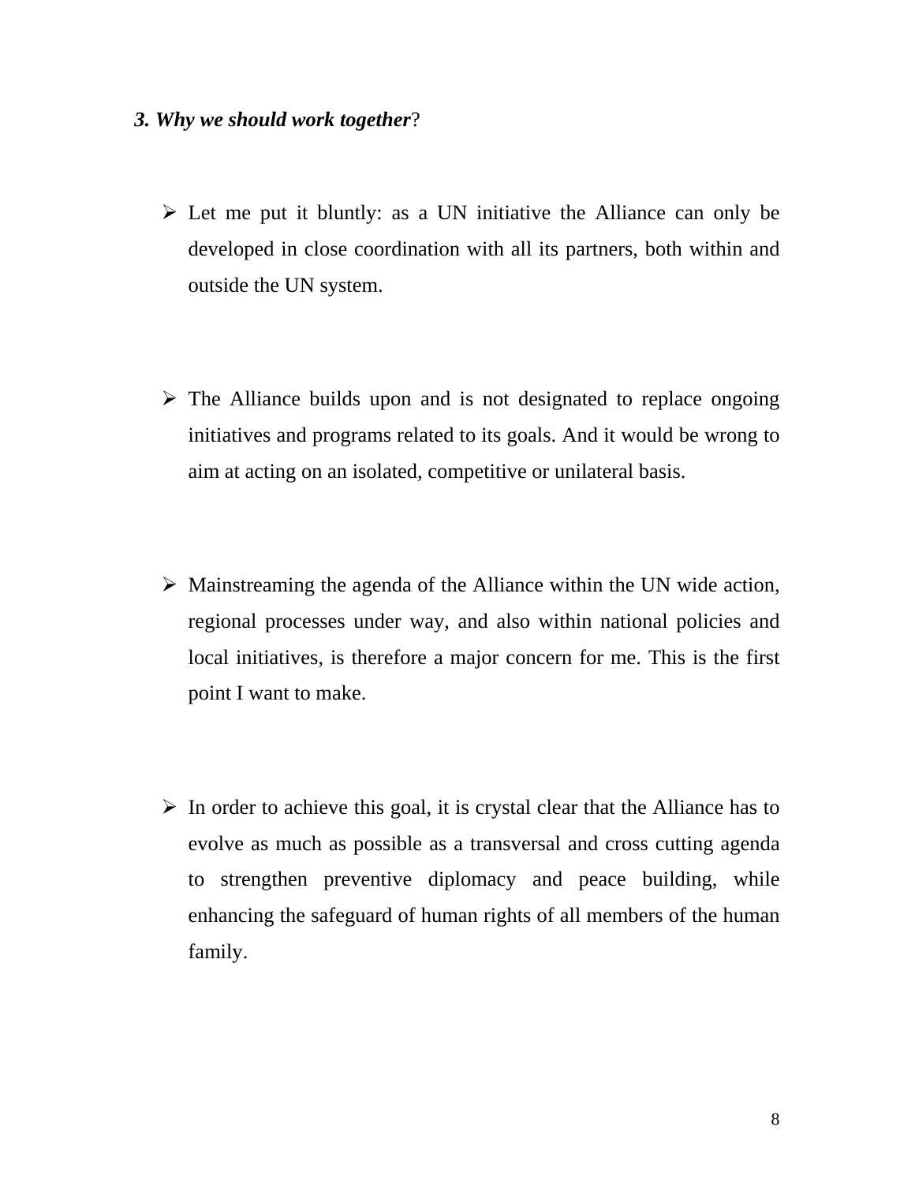### ***3. Why we should work together*?**

- Let me put it bluntly: as a UN initiative the Alliance can only be developed in close coordination with all its partners, both within and outside the UN system.

- The Alliance builds upon and is not designated to replace ongoing initiatives and programs related to its goals. And it would be wrong to aim at acting on an isolated, competitive or unilateral basis.

- Mainstreaming the agenda of the Alliance within the UN wide action, regional processes under way, and also within national policies and local initiatives, is therefore a major concern for me. This is the first point I want to make.

- In order to achieve this goal, it is crystal clear that the Alliance has to evolve as much as possible as a transversal and cross cutting agenda to strengthen preventive diplomacy and peace building, while enhancing the safeguard of human rights of all members of the human family.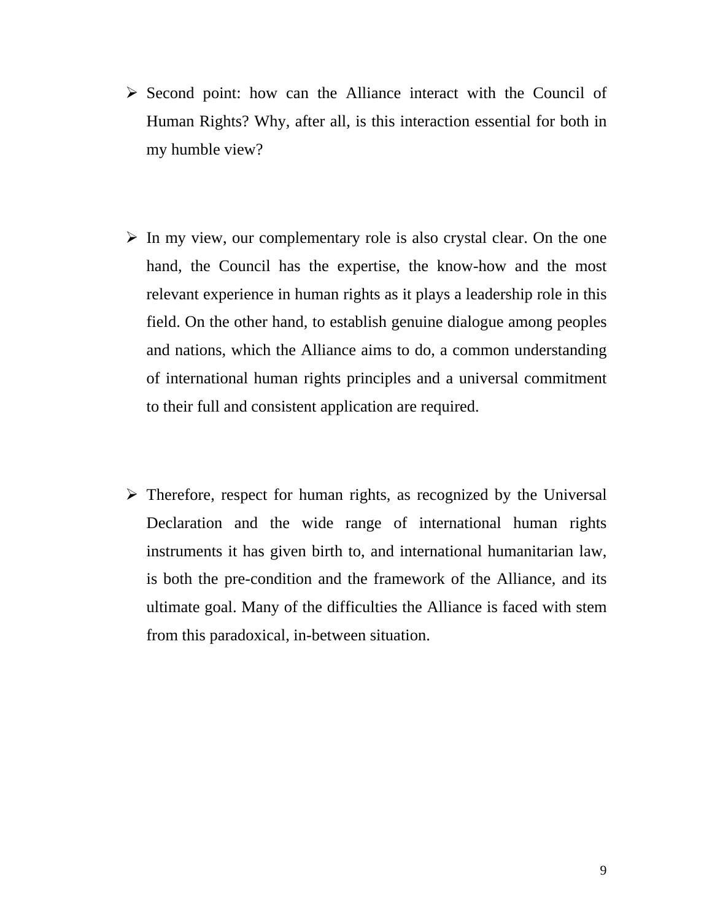- Second point: how can the Alliance interact with the Council of Human Rights? Why, after all, is this interaction essential for both in my humble view?

- In my view, our complementary role is also crystal clear. On the one hand, the Council has the expertise, the know-how and the most relevant experience in human rights as it plays a leadership role in this field. On the other hand, to establish genuine dialogue among peoples and nations, which the Alliance aims to do, a common understanding of international human rights principles and a universal commitment to their full and consistent application are required.

- Therefore, respect for human rights, as recognized by the Universal Declaration and the wide range of international human rights instruments it has given birth to, and international humanitarian law, is both the pre-condition and the framework of the Alliance, and its ultimate goal. Many of the difficulties the Alliance is faced with stem from this paradoxical, in-between situation.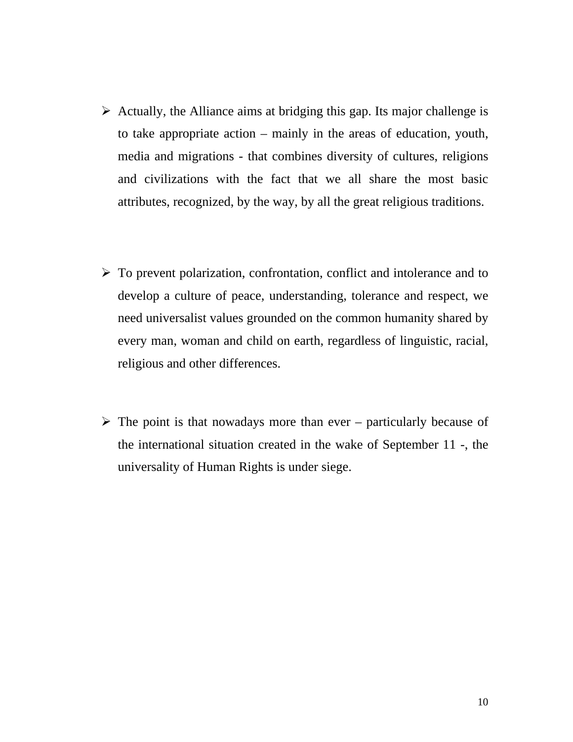- Actually, the Alliance aims at bridging this gap. Its major challenge is to take appropriate action – mainly in the areas of education, youth, media and migrations - that combines diversity of cultures, religions and civilizations with the fact that we all share the most basic attributes, recognized, by the way, by all the great religious traditions.

- To prevent polarization, confrontation, conflict and intolerance and to develop a culture of peace, understanding, tolerance and respect, we need universalist values grounded on the common humanity shared by every man, woman and child on earth, regardless of linguistic, racial, religious and other differences.

- The point is that nowadays more than ever – particularly because of the international situation created in the wake of September 11 -, the universality of Human Rights is under siege.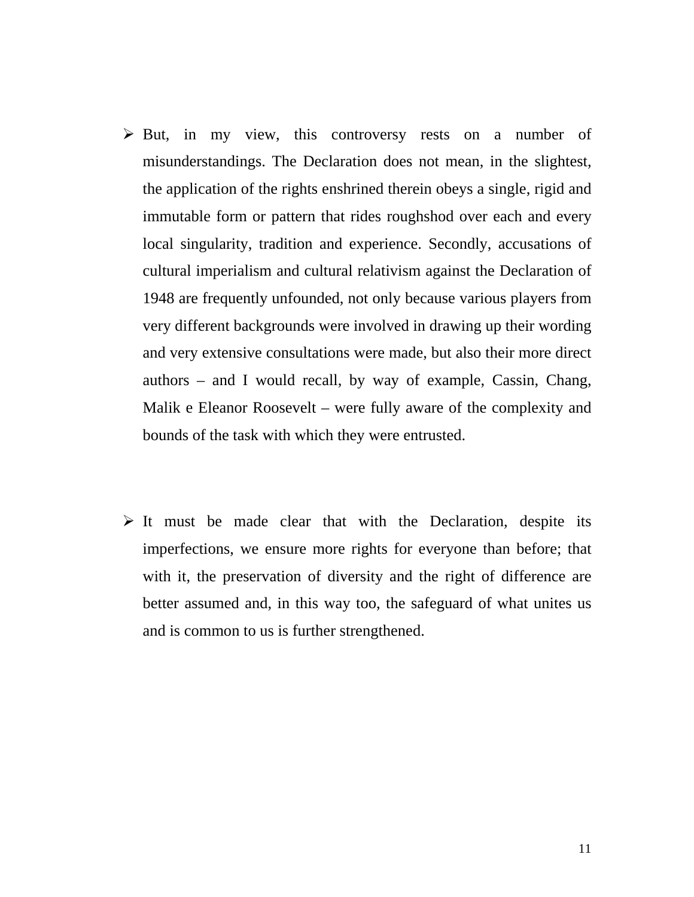- But, in my view, this controversy rests on a number of misunderstandings. The Declaration does not mean, in the slightest, the application of the rights enshrined therein obeys a single, rigid and immutable form or pattern that rides roughshod over each and every local singularity, tradition and experience. Secondly, accusations of cultural imperialism and cultural relativism against the Declaration of 1948 are frequently unfounded, not only because various players from very different backgrounds were involved in drawing up their wording and very extensive consultations were made, but also their more direct authors – and I would recall, by way of example, Cassin, Chang, Malik e Eleanor Roosevelt – were fully aware of the complexity and bounds of the task with which they were entrusted.

- It must be made clear that with the Declaration, despite its imperfections, we ensure more rights for everyone than before; that with it, the preservation of diversity and the right of difference are better assumed and, in this way too, the safeguard of what unites us and is common to us is further strengthened.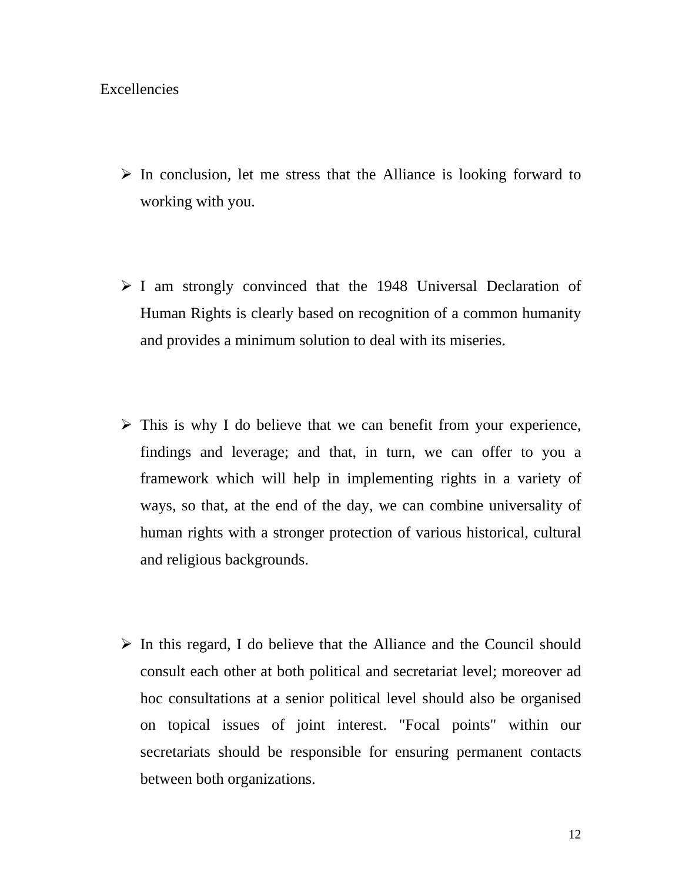Excellencies

- In conclusion, let me stress that the Alliance is looking forward to working with you.

- I am strongly convinced that the 1948 Universal Declaration of Human Rights is clearly based on recognition of a common humanity and provides a minimum solution to deal with its miseries.

- This is why I do believe that we can benefit from your experience, findings and leverage; and that, in turn, we can offer to you a framework which will help in implementing rights in a variety of ways, so that, at the end of the day, we can combine universality of human rights with a stronger protection of various historical, cultural and religious backgrounds.

- In this regard, I do believe that the Alliance and the Council should consult each other at both political and secretariat level; moreover ad hoc consultations at a senior political level should also be organised on topical issues of joint interest. "Focal points" within our secretariats should be responsible for ensuring permanent contacts between both organizations.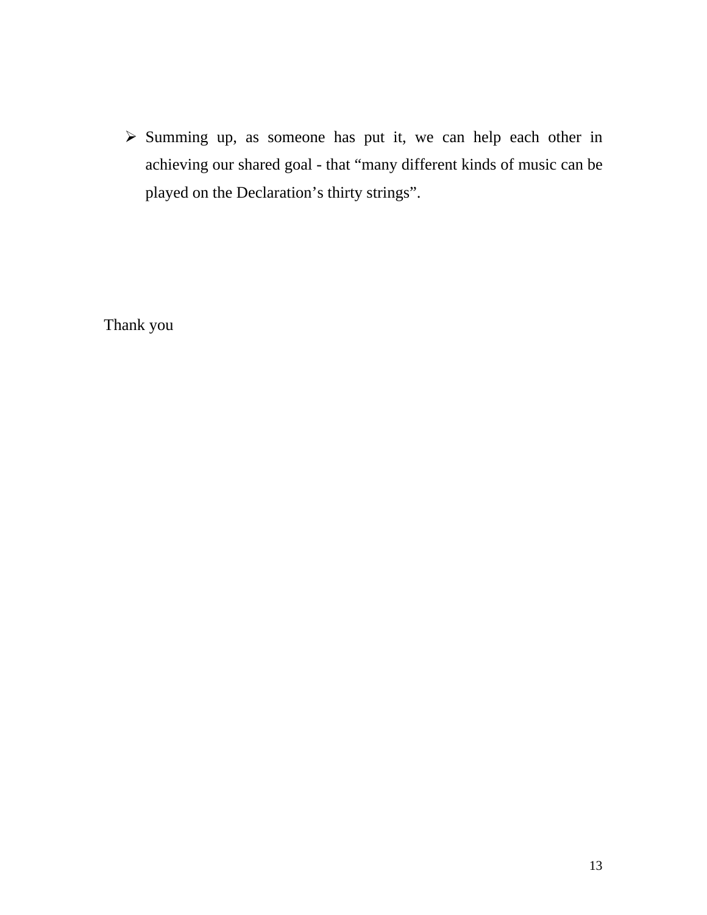- Summing up, as someone has put it, we can help each other in achieving our shared goal - that “many different kinds of music can be played on the Declaration’s thirty strings”.

Thank you